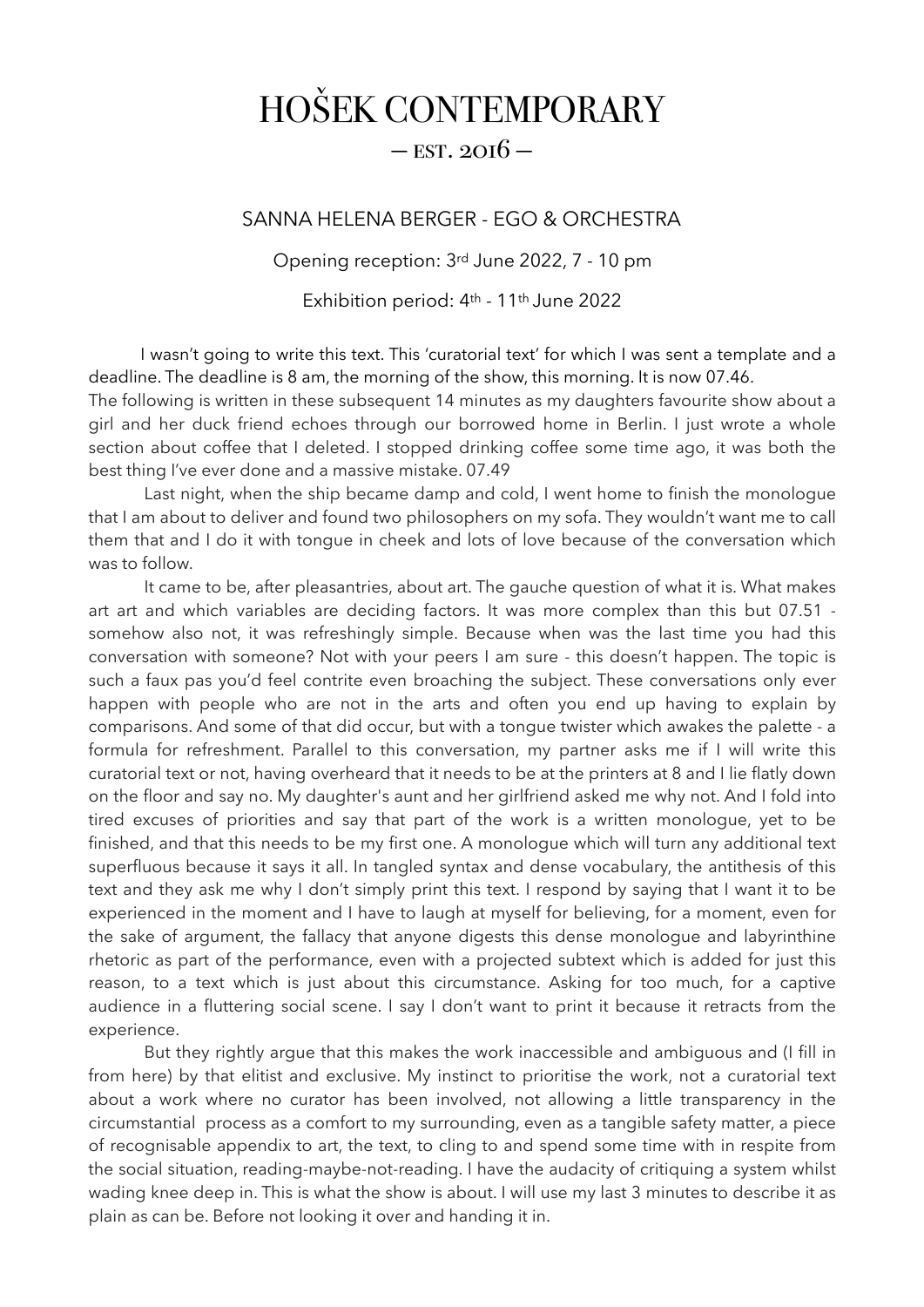# HOŠEK CONTEMPORARY

— EST. 2016 —

## SANNA HELENA BERGER - EGO & ORCHESTRA

Opening reception: 3rd June 2022, 7 - 10 pm

Exhibition period: 4th - 11th June 2022

I wasn't going to write this text. This 'curatorial text' for which I was sent a template and a deadline. The deadline is 8 am, the morning of the show, this morning. It is now 07.46.
The following is written in these subsequent 14 minutes as my daughters favourite show about a girl and her duck friend echoes through our borrowed home in Berlin. I just wrote a whole section about coffee that I deleted. I stopped drinking coffee some time ago, it was both the best thing I've ever done and a massive mistake. 07.49

Last night, when the ship became damp and cold, I went home to finish the monologue that I am about to deliver and found two philosophers on my sofa. They wouldn't want me to call them that and I do it with tongue in cheek and lots of love because of the conversation which was to follow.

It came to be, after pleasantries, about art. The gauche question of what it is. What makes art art and which variables are deciding factors. It was more complex than this but 07.51 - somehow also not, it was refreshingly simple. Because when was the last time you had this conversation with someone? Not with your peers I am sure - this doesn't happen. The topic is such a faux pas you'd feel contrite even broaching the subject. These conversations only ever happen with people who are not in the arts and often you end up having to explain by comparisons. And some of that did occur, but with a tongue twister which awakes the palette - a formula for refreshment. Parallel to this conversation, my partner asks me if I will write this curatorial text or not, having overheard that it needs to be at the printers at 8 and I lie flatly down on the floor and say no. My daughter's aunt and her girlfriend asked me why not. And I fold into tired excuses of priorities and say that part of the work is a written monologue, yet to be finished, and that this needs to be my first one. A monologue which will turn any additional text superfluous because it says it all. In tangled syntax and dense vocabulary, the antithesis of this text and they ask me why I don't simply print this text. I respond by saying that I want it to be experienced in the moment and I have to laugh at myself for believing, for a moment, even for the sake of argument, the fallacy that anyone digests this dense monologue and labyrinthine rhetoric as part of the performance, even with a projected subtext which is added for just this reason, to a text which is just about this circumstance. Asking for too much, for a captive audience in a fluttering social scene. I say I don't want to print it because it retracts from the experience.

But they rightly argue that this makes the work inaccessible and ambiguous and (I fill in from here) by that elitist and exclusive. My instinct to prioritise the work, not a curatorial text about a work where no curator has been involved, not allowing a little transparency in the circumstantial process as a comfort to my surrounding, even as a tangible safety matter, a piece of recognisable appendix to art, the text, to cling to and spend some time with in respite from the social situation, reading-maybe-not-reading. I have the audacity of critiquing a system whilst wading knee deep in. This is what the show is about. I will use my last 3 minutes to describe it as plain as can be. Before not looking it over and handing it in.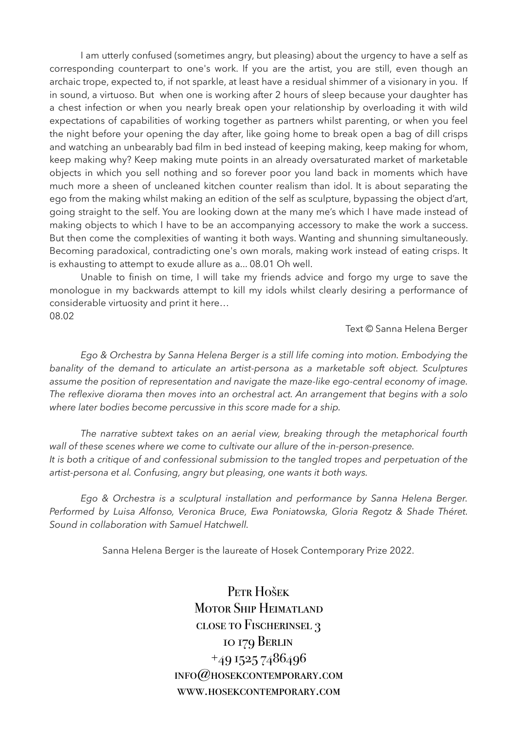I am utterly confused (sometimes angry, but pleasing) about the urgency to have a self as corresponding counterpart to one's work. If you are the artist, you are still, even though an archaic trope, expected to, if not sparkle, at least have a residual shimmer of a visionary in you. If in sound, a virtuoso. But when one is working after 2 hours of sleep because your daughter has a chest infection or when you nearly break open your relationship by overloading it with wild expectations of capabilities of working together as partners whilst parenting, or when you feel the night before your opening the day after, like going home to break open a bag of dill crisps and watching an unbearably bad film in bed instead of keeping making, keep making for whom, keep making why? Keep making mute points in an already oversaturated market of marketable objects in which you sell nothing and so forever poor you land back in moments which have much more a sheen of uncleaned kitchen counter realism than idol. It is about separating the ego from the making whilst making an edition of the self as sculpture, bypassing the object d'art, going straight to the self. You are looking down at the many me's which I have made instead of making objects to which I have to be an accompanying accessory to make the work a success. But then come the complexities of wanting it both ways. Wanting and shunning simultaneously. Becoming paradoxical, contradicting one's own morals, making work instead of eating crisps. It is exhausting to attempt to exude allure as a... 08.01 Oh well.

Unable to finish on time, I will take my friends advice and forgo my urge to save the monologue in my backwards attempt to kill my idols whilst clearly desiring a performance of considerable virtuosity and print it here…
08.02

Text © Sanna Helena Berger

*Ego & Orchestra by Sanna Helena Berger is a still life coming into motion. Embodying the banality of the demand to articulate an artist-persona as a marketable soft object. Sculptures assume the position of representation and navigate the maze-like ego-central economy of image. The reflexive diorama then moves into an orchestral act. An arrangement that begins with a solo where later bodies become percussive in this score made for a ship.*

*The narrative subtext takes on an aerial view, breaking through the metaphorical fourth wall of these scenes where we come to cultivate our allure of the in-person-presence.*
*It is both a critique of and confessional submission to the tangled tropes and perpetuation of the artist-persona et al. Confusing, angry but pleasing, one wants it both ways.*

*Ego & Orchestra is a sculptural installation and performance by Sanna Helena Berger. Performed by Luisa Alfonso, Veronica Bruce, Ewa Poniatowska, Gloria Regotz & Shade Théret. Sound in collaboration with Samuel Hatchwell.*

Sanna Helena Berger is the laureate of Hosek Contemporary Prize 2022.

Petr Hošek
Motor Ship Heimatland
close to Fischerinsel 3
10 179 Berlin
+49 1525 7486496
info@hosekcontemporary.com
www.hosekcontemporary.com